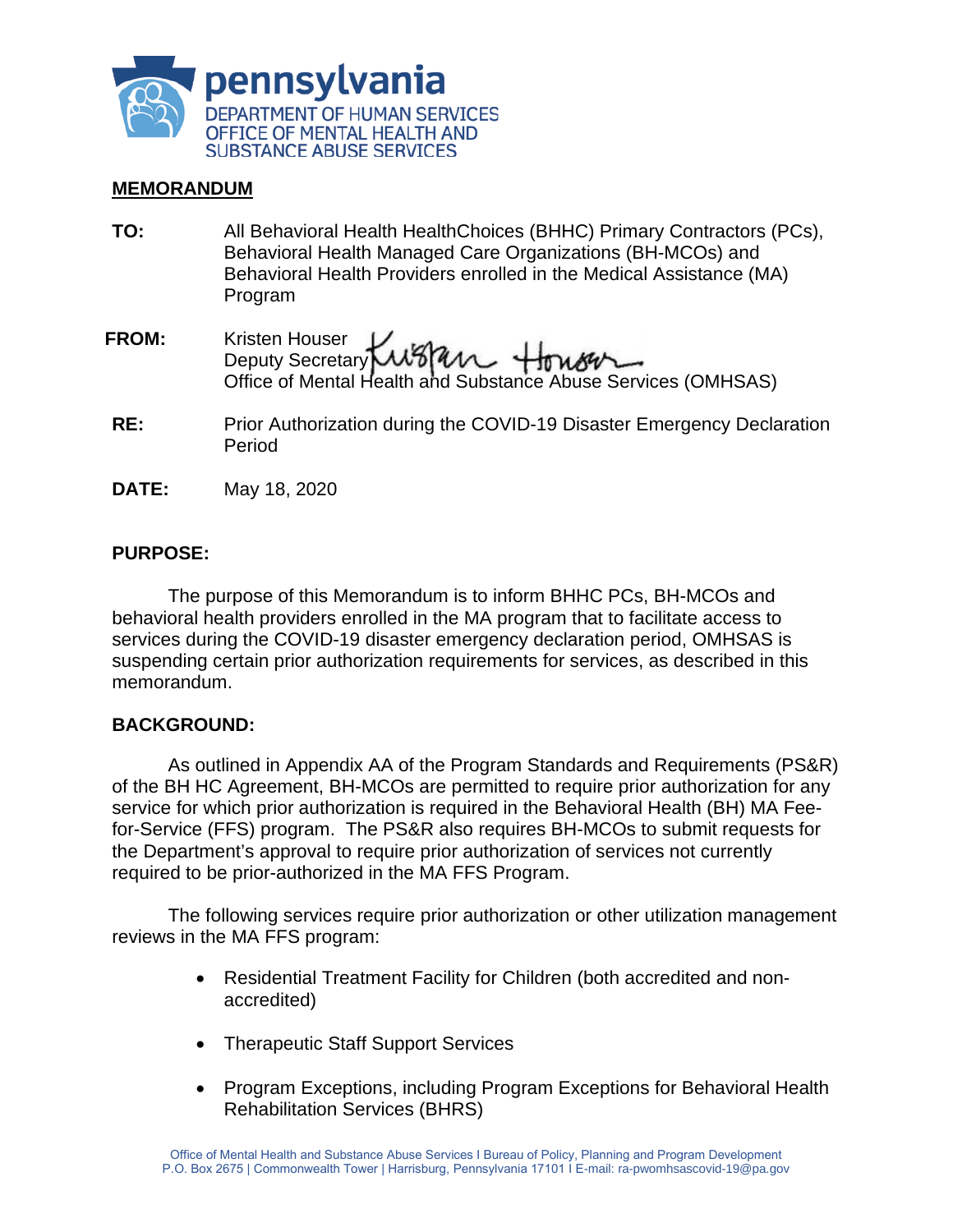pennsylvania
DEPARTMENT OF HUMAN SERVICES
OFFICE OF MENTAL HEALTH AND
SUBSTANCE ABUSE SERVICES

## MEMORANDUM

**TO:** All Behavioral Health HealthChoices (BHHC) Primary Contractors (PCs), Behavioral Health Managed Care Organizations (BH-MCOs) and Behavioral Health Providers enrolled in the Medical Assistance (MA) Program

**FROM:** Kristen Houser
Deputy Secretary
Office of Mental Health and Substance Abuse Services (OMHSAS)

**RE:** Prior Authorization during the COVID-19 Disaster Emergency Declaration Period

**DATE:** May 18, 2020

**PURPOSE:**

The purpose of this Memorandum is to inform BHHC PCs, BH-MCOs and behavioral health providers enrolled in the MA program that to facilitate access to services during the COVID-19 disaster emergency declaration period, OMHSAS is suspending certain prior authorization requirements for services, as described in this memorandum.

**BACKGROUND:**

As outlined in Appendix AA of the Program Standards and Requirements (PS&R) of the BH HC Agreement, BH-MCOs are permitted to require prior authorization for any service for which prior authorization is required in the Behavioral Health (BH) MA Fee-for-Service (FFS) program. The PS&R also requires BH-MCOs to submit requests for the Department's approval to require prior authorization of services not currently required to be prior-authorized in the MA FFS Program.

The following services require prior authorization or other utilization management reviews in the MA FFS program:

- Residential Treatment Facility for Children (both accredited and non-accredited)
- Therapeutic Staff Support Services
- Program Exceptions, including Program Exceptions for Behavioral Health Rehabilitation Services (BHRS)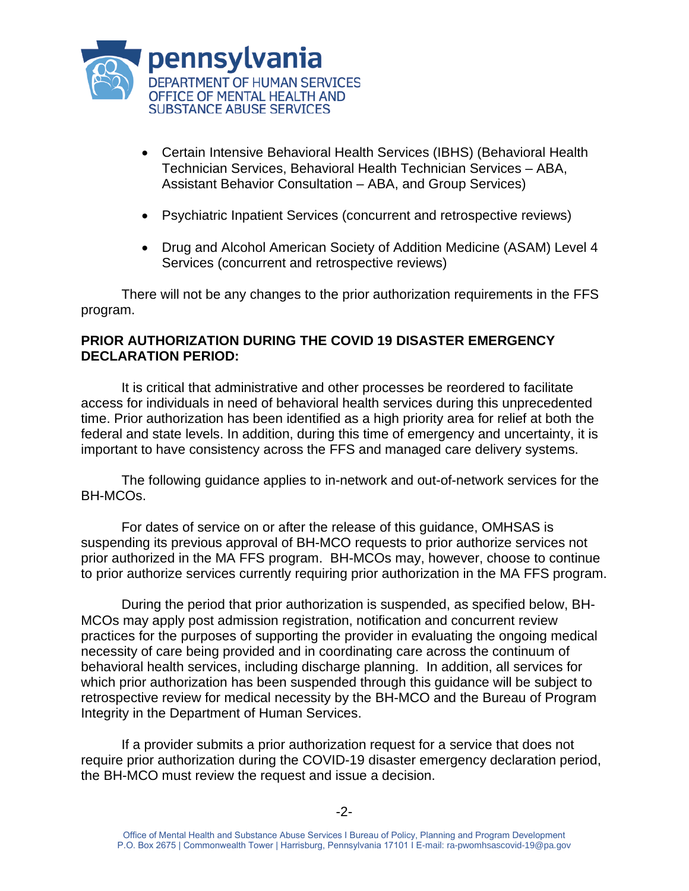- Certain Intensive Behavioral Health Services (IBHS) (Behavioral Health Technician Services, Behavioral Health Technician Services – ABA, Assistant Behavior Consultation – ABA, and Group Services)
- Psychiatric Inpatient Services (concurrent and retrospective reviews)
- Drug and Alcohol American Society of Addiction Medicine (ASAM) Level 4 Services (concurrent and retrospective reviews)

There will not be any changes to the prior authorization requirements in the FFS program.

**PRIOR AUTHORIZATION DURING THE COVID 19 DISASTER EMERGENCY DECLARATION PERIOD:**

It is critical that administrative and other processes be reordered to facilitate access for individuals in need of behavioral health services during this unprecedented time. Prior authorization has been identified as a high priority area for relief at both the federal and state levels. In addition, during this time of emergency and uncertainty, it is important to have consistency across the FFS and managed care delivery systems.

The following guidance applies to in-network and out-of-network services for the BH-MCOs.

For dates of service on or after the release of this guidance, OMHSAS is suspending its previous approval of BH-MCO requests to prior authorize services not prior authorized in the MA FFS program. BH-MCOs may, however, choose to continue to prior authorize services currently requiring prior authorization in the MA FFS program.

During the period that prior authorization is suspended, as specified below, BH-MCOs may apply post admission registration, notification and concurrent review practices for the purposes of supporting the provider in evaluating the ongoing medical necessity of care being provided and in coordinating care across the continuum of behavioral health services, including discharge planning. In addition, all services for which prior authorization has been suspended through this guidance will be subject to retrospective review for medical necessity by the BH-MCO and the Bureau of Program Integrity in the Department of Human Services.

If a provider submits a prior authorization request for a service that does not require prior authorization during the COVID-19 disaster emergency declaration period, the BH-MCO must review the request and issue a decision.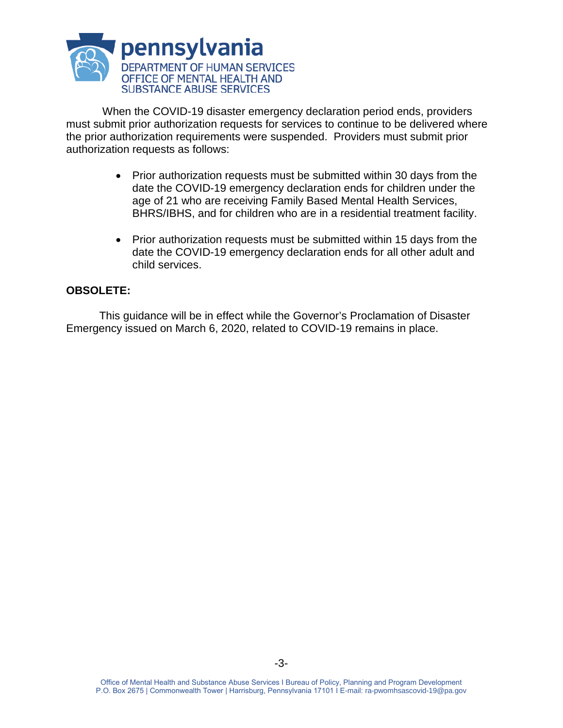When the COVID-19 disaster emergency declaration period ends, providers must submit prior authorization requests for services to continue to be delivered where the prior authorization requirements were suspended. Providers must submit prior authorization requests as follows:

- Prior authorization requests must be submitted within 30 days from the date the COVID-19 emergency declaration ends for children under the age of 21 who are receiving Family Based Mental Health Services, BHRS/IBHS, and for children who are in a residential treatment facility.
- Prior authorization requests must be submitted within 15 days from the date the COVID-19 emergency declaration ends for all other adult and child services.

**OBSOLETE:**

This guidance will be in effect while the Governor's Proclamation of Disaster Emergency issued on March 6, 2020, related to COVID-19 remains in place.